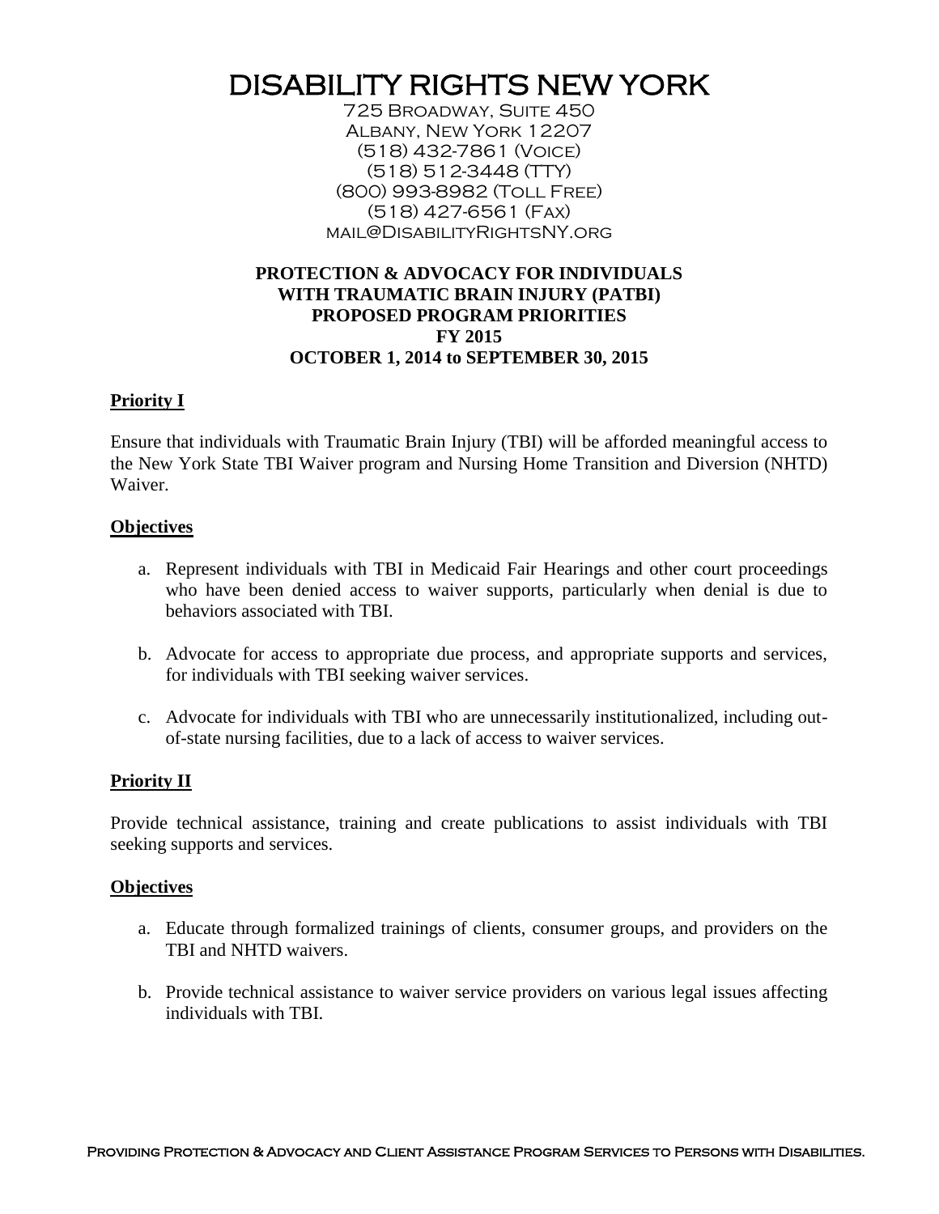# DISABILITY RIGHTS NEW YORK

725 Broadway, Suite 450
Albany, New York 12207
(518) 432-7861 (Voice)
(518) 512-3448 (TTY)
(800) 993-8982 (Toll Free)
(518) 427-6561 (Fax)
mail@DisabilityRightsNY.org

**PROTECTION & ADVOCACY FOR INDIVIDUALS WITH TRAUMATIC BRAIN INJURY (PATBI)**
**PROPOSED PROGRAM PRIORITIES**
**FY 2015**
**OCTOBER 1, 2014 to SEPTEMBER 30, 2015**

## Priority I

Ensure that individuals with Traumatic Brain Injury (TBI) will be afforded meaningful access to the New York State TBI Waiver program and Nursing Home Transition and Diversion (NHTD) Waiver.

### Objectives

a. Represent individuals with TBI in Medicaid Fair Hearings and other court proceedings who have been denied access to waiver supports, particularly when denial is due to behaviors associated with TBI.

b. Advocate for access to appropriate due process, and appropriate supports and services, for individuals with TBI seeking waiver services.

c. Advocate for individuals with TBI who are unnecessarily institutionalized, including out-of-state nursing facilities, due to a lack of access to waiver services.

## Priority II

Provide technical assistance, training and create publications to assist individuals with TBI seeking supports and services.

### Objectives

a. Educate through formalized trainings of clients, consumer groups, and providers on the TBI and NHTD waivers.

b. Provide technical assistance to waiver service providers on various legal issues affecting individuals with TBI.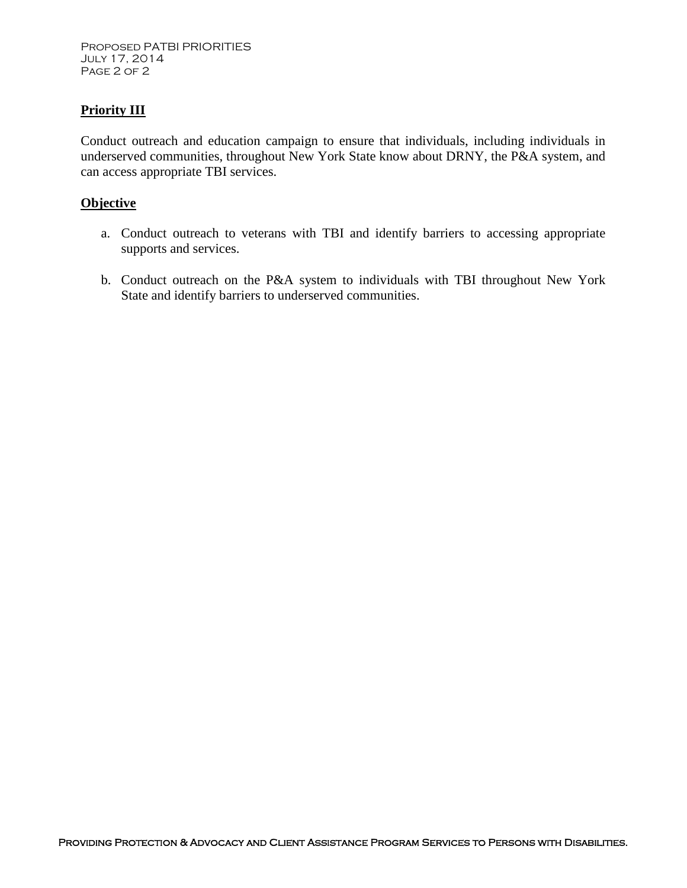**Priority III**

Conduct outreach and education campaign to ensure that individuals, including individuals in underserved communities, throughout New York State know about DRNY, the P&A system, and can access appropriate TBI services.

**Objective**

a. Conduct outreach to veterans with TBI and identify barriers to accessing appropriate supports and services.

b. Conduct outreach on the P&A system to individuals with TBI throughout New York State and identify barriers to underserved communities.